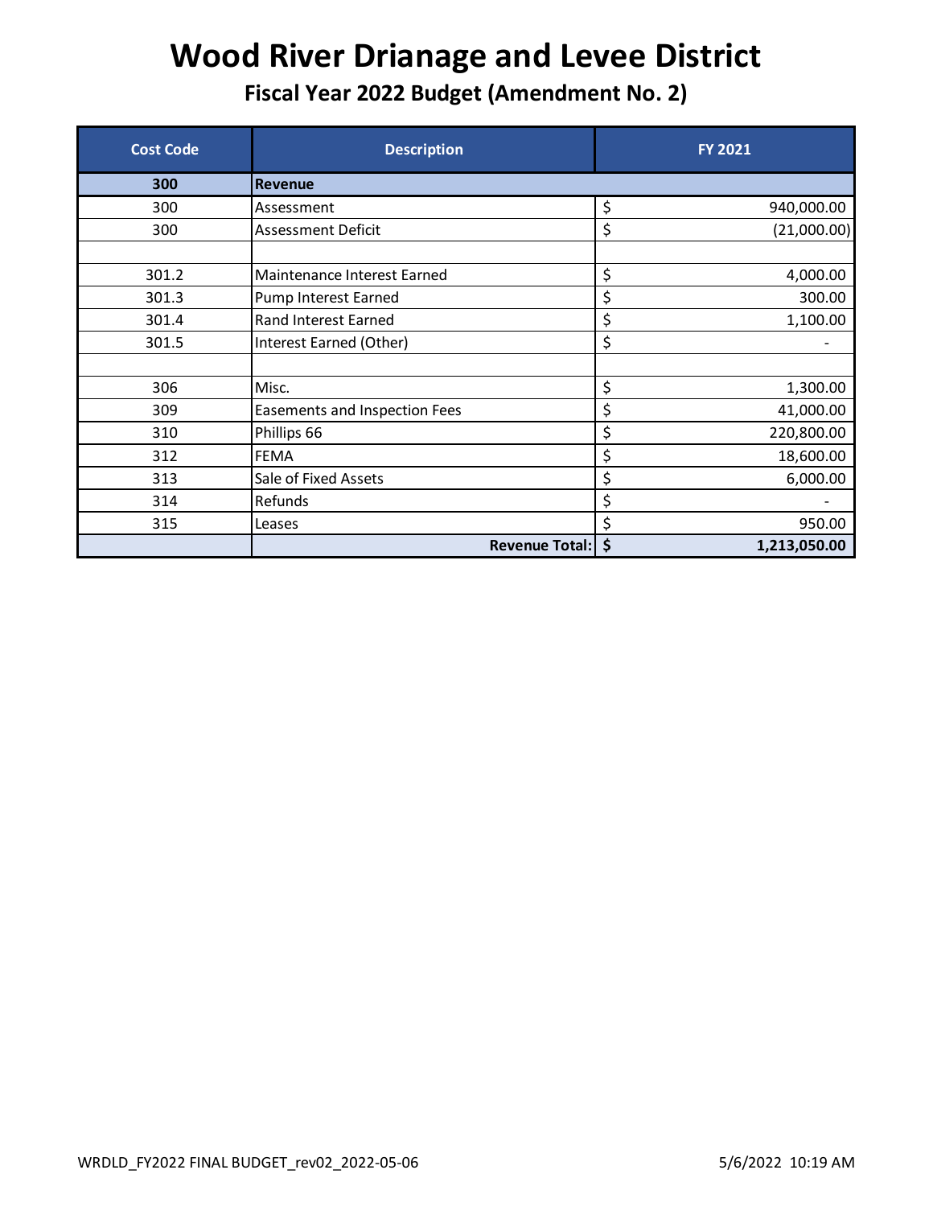# Wood River Drianage and Levee District

## Fiscal Year 2022 Budget (Amendment No. 2)

| Cost Code | Description | FY 2021 |
|---|---|---|
| **300** | **Revenue** | |
| 300 | Assessment | $ 940,000.00 |
| 300 | Assessment Deficit | $ (21,000.00) |
| | | |
| 301.2 | Maintenance Interest Earned | $ 4,000.00 |
| 301.3 | Pump Interest Earned | $ 300.00 |
| 301.4 | Rand Interest Earned | $ 1,100.00 |
| 301.5 | Interest Earned (Other) | $ - |
| | | |
| 306 | Misc. | $ 1,300.00 |
| 309 | Easements and Inspection Fees | $ 41,000.00 |
| 310 | Phillips 66 | $ 220,800.00 |
| 312 | FEMA | $ 18,600.00 |
| 313 | Sale of Fixed Assets | $ 6,000.00 |
| 314 | Refunds | $ - |
| 315 | Leases | $ 950.00 |
| | **Revenue Total:** | **$ 1,213,050.00** |

WRDLD_FY2022 FINAL BUDGET_rev02_2022-05-06 5/6/2022 10:19 AM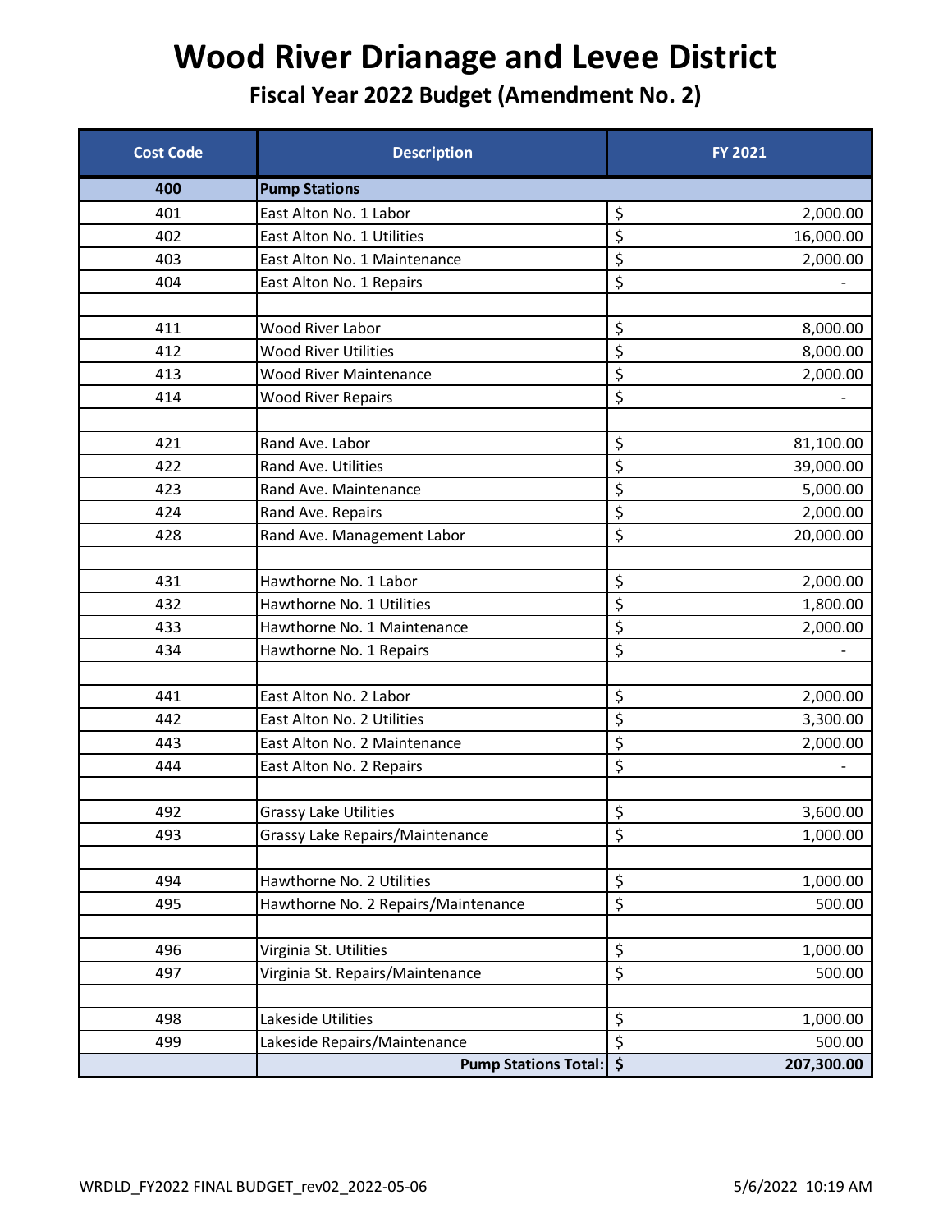# Wood River Drianage and Levee District

## Fiscal Year 2022 Budget (Amendment No. 2)

| Cost Code | Description | FY 2021 |
|---|---|---|
| **400** | **Pump Stations** | |
| 401 | East Alton No. 1 Labor | $ 2,000.00 |
| 402 | East Alton No. 1 Utilities | $ 16,000.00 |
| 403 | East Alton No. 1 Maintenance | $ 2,000.00 |
| 404 | East Alton No. 1 Repairs | $ - |
| | | |
| 411 | Wood River Labor | $ 8,000.00 |
| 412 | Wood River Utilities | $ 8,000.00 |
| 413 | Wood River Maintenance | $ 2,000.00 |
| 414 | Wood River Repairs | $ - |
| | | |
| 421 | Rand Ave. Labor | $ 81,100.00 |
| 422 | Rand Ave. Utilities | $ 39,000.00 |
| 423 | Rand Ave. Maintenance | $ 5,000.00 |
| 424 | Rand Ave. Repairs | $ 2,000.00 |
| 428 | Rand Ave. Management Labor | $ 20,000.00 |
| | | |
| 431 | Hawthorne No. 1 Labor | $ 2,000.00 |
| 432 | Hawthorne No. 1 Utilities | $ 1,800.00 |
| 433 | Hawthorne No. 1 Maintenance | $ 2,000.00 |
| 434 | Hawthorne No. 1 Repairs | $ - |
| | | |
| 441 | East Alton No. 2 Labor | $ 2,000.00 |
| 442 | East Alton No. 2 Utilities | $ 3,300.00 |
| 443 | East Alton No. 2 Maintenance | $ 2,000.00 |
| 444 | East Alton No. 2 Repairs | $ - |
| | | |
| 492 | Grassy Lake Utilities | $ 3,600.00 |
| 493 | Grassy Lake Repairs/Maintenance | $ 1,000.00 |
| | | |
| 494 | Hawthorne No. 2 Utilities | $ 1,000.00 |
| 495 | Hawthorne No. 2 Repairs/Maintenance | $ 500.00 |
| | | |
| 496 | Virginia St. Utilities | $ 1,000.00 |
| 497 | Virginia St. Repairs/Maintenance | $ 500.00 |
| | | |
| 498 | Lakeside Utilities | $ 1,000.00 |
| 499 | Lakeside Repairs/Maintenance | $ 500.00 |
| | **Pump Stations Total:** | **$ 207,300.00** |

WRDLD_FY2022 FINAL BUDGET_rev02_2022-05-06 5/6/2022 10:19 AM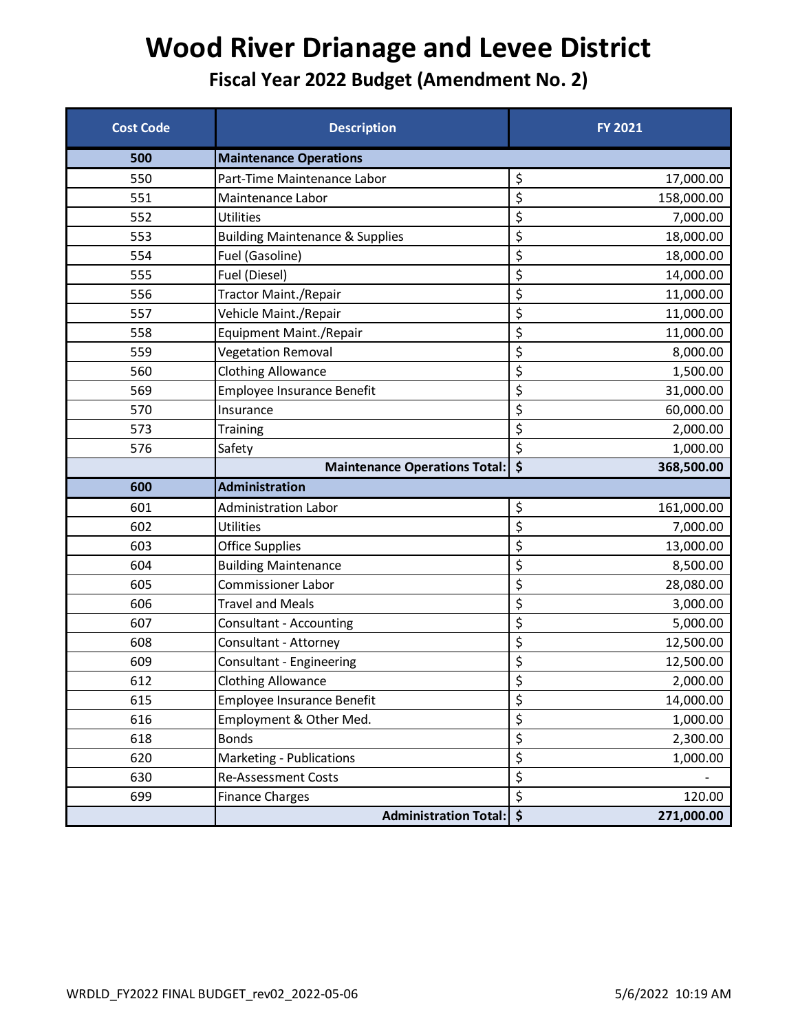# Wood River Drianage and Levee District

## Fiscal Year 2022 Budget (Amendment No. 2)

| Cost Code | Description | FY 2021 |
|---|---|---|
| **500** | **Maintenance Operations** | |
| 550 | Part-Time Maintenance Labor | $ 17,000.00 |
| 551 | Maintenance Labor | $ 158,000.00 |
| 552 | Utilities | $ 7,000.00 |
| 553 | Building Maintenance & Supplies | $ 18,000.00 |
| 554 | Fuel (Gasoline) | $ 18,000.00 |
| 555 | Fuel (Diesel) | $ 14,000.00 |
| 556 | Tractor Maint./Repair | $ 11,000.00 |
| 557 | Vehicle Maint./Repair | $ 11,000.00 |
| 558 | Equipment Maint./Repair | $ 11,000.00 |
| 559 | Vegetation Removal | $ 8,000.00 |
| 560 | Clothing Allowance | $ 1,500.00 |
| 569 | Employee Insurance Benefit | $ 31,000.00 |
| 570 | Insurance | $ 60,000.00 |
| 573 | Training | $ 2,000.00 |
| 576 | Safety | $ 1,000.00 |
| | **Maintenance Operations Total:** | **$ 368,500.00** |
| **600** | **Administration** | |
| 601 | Administration Labor | $ 161,000.00 |
| 602 | Utilities | $ 7,000.00 |
| 603 | Office Supplies | $ 13,000.00 |
| 604 | Building Maintenance | $ 8,500.00 |
| 605 | Commissioner Labor | $ 28,080.00 |
| 606 | Travel and Meals | $ 3,000.00 |
| 607 | Consultant - Accounting | $ 5,000.00 |
| 608 | Consultant - Attorney | $ 12,500.00 |
| 609 | Consultant - Engineering | $ 12,500.00 |
| 612 | Clothing Allowance | $ 2,000.00 |
| 615 | Employee Insurance Benefit | $ 14,000.00 |
| 616 | Employment & Other Med. | $ 1,000.00 |
| 618 | Bonds | $ 2,300.00 |
| 620 | Marketing - Publications | $ 1,000.00 |
| 630 | Re-Assessment Costs | $ - |
| 699 | Finance Charges | $ 120.00 |
| | **Administration Total:** | **$ 271,000.00** |

WRDLD_FY2022 FINAL BUDGET_rev02_2022-05-06 5/6/2022 10:19 AM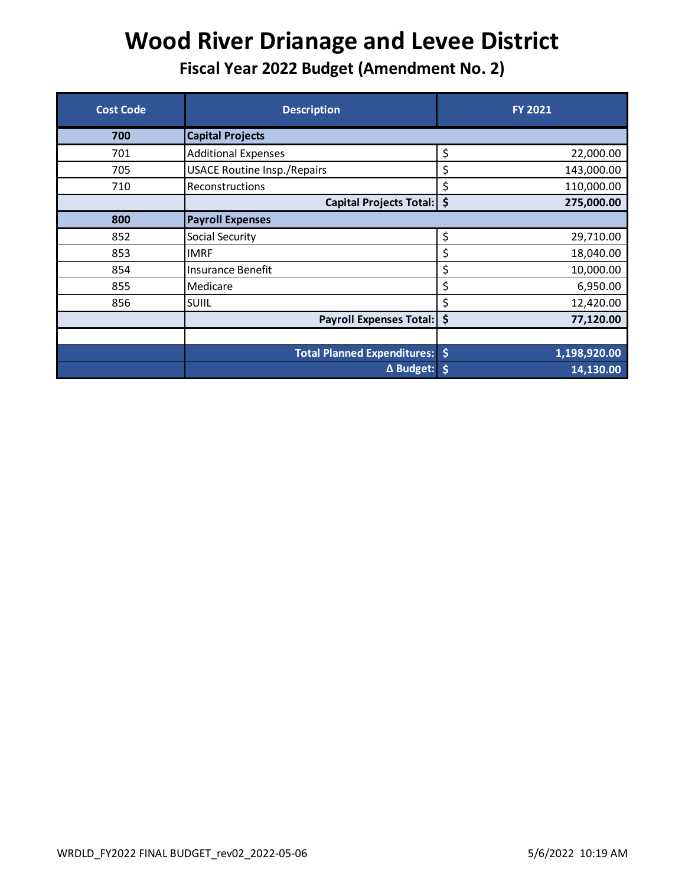# Wood River Drianage and Levee District

## Fiscal Year 2022 Budget (Amendment No. 2)

| Cost Code | Description | FY 2021 |
|---|---|---|
| **700** | **Capital Projects** | |
| 701 | Additional Expenses | $ 22,000.00 |
| 705 | USACE Routine Insp./Repairs | $ 143,000.00 |
| 710 | Reconstructions | $ 110,000.00 |
| | **Capital Projects Total:** | **$ 275,000.00** |
| **800** | **Payroll Expenses** | |
| 852 | Social Security | $ 29,710.00 |
| 853 | IMRF | $ 18,040.00 |
| 854 | Insurance Benefit | $ 10,000.00 |
| 855 | Medicare | $ 6,950.00 |
| 856 | SUIIL | $ 12,420.00 |
| | **Payroll Expenses Total:** | **$ 77,120.00** |
| | | |
| | **Total Planned Expenditures:** | **$ 1,198,920.00** |
| | **Δ Budget:** | **$ 14,130.00** |

WRDLD_FY2022 FINAL BUDGET_rev02_2022-05-06    5/6/2022 10:19 AM